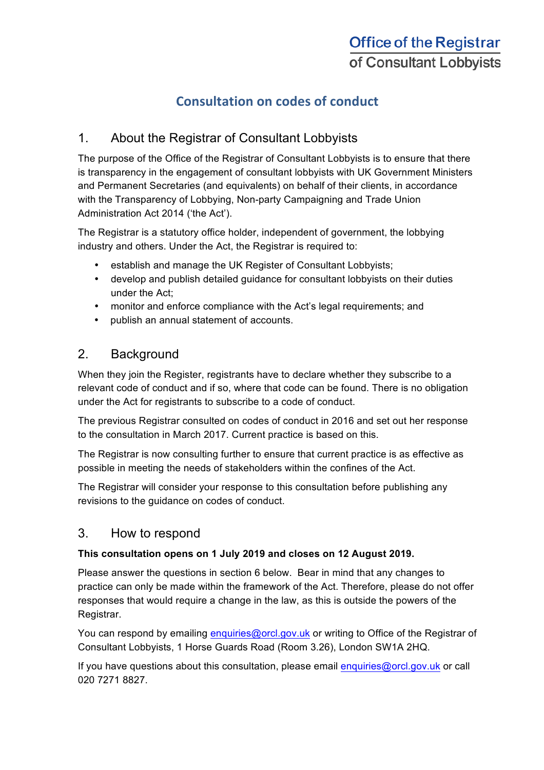Office of the Registrar
of Consultant Lobbyists

# Consultation on codes of conduct

## 1. About the Registrar of Consultant Lobbyists

The purpose of the Office of the Registrar of Consultant Lobbyists is to ensure that there is transparency in the engagement of consultant lobbyists with UK Government Ministers and Permanent Secretaries (and equivalents) on behalf of their clients, in accordance with the Transparency of Lobbying, Non-party Campaigning and Trade Union Administration Act 2014 ('the Act').

The Registrar is a statutory office holder, independent of government, the lobbying industry and others. Under the Act, the Registrar is required to:

- establish and manage the UK Register of Consultant Lobbyists;
- develop and publish detailed guidance for consultant lobbyists on their duties under the Act;
- monitor and enforce compliance with the Act's legal requirements; and
- publish an annual statement of accounts.

## 2. Background

When they join the Register, registrants have to declare whether they subscribe to a relevant code of conduct and if so, where that code can be found. There is no obligation under the Act for registrants to subscribe to a code of conduct.

The previous Registrar consulted on codes of conduct in 2016 and set out her response to the consultation in March 2017. Current practice is based on this.

The Registrar is now consulting further to ensure that current practice is as effective as possible in meeting the needs of stakeholders within the confines of the Act.

The Registrar will consider your response to this consultation before publishing any revisions to the guidance on codes of conduct.

## 3. How to respond

**This consultation opens on 1 July 2019 and closes on 12 August 2019.**

Please answer the questions in section 6 below. Bear in mind that any changes to practice can only be made within the framework of the Act. Therefore, please do not offer responses that would require a change in the law, as this is outside the powers of the Registrar.

You can respond by emailing enquiries@orcl.gov.uk or writing to Office of the Registrar of Consultant Lobbyists, 1 Horse Guards Road (Room 3.26), London SW1A 2HQ.

If you have questions about this consultation, please email enquiries@orcl.gov.uk or call 020 7271 8827.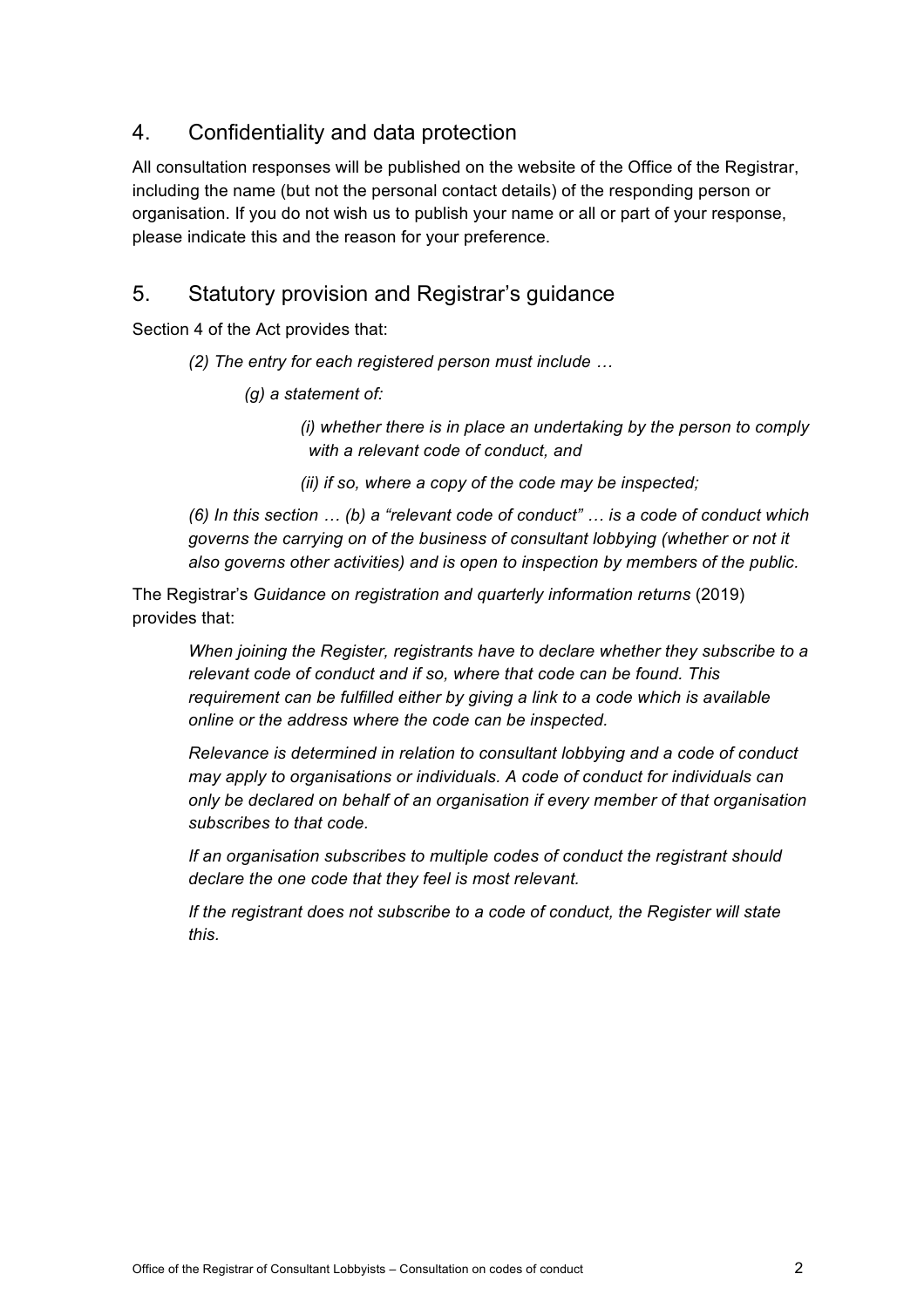## 4. Confidentiality and data protection

All consultation responses will be published on the website of the Office of the Registrar, including the name (but not the personal contact details) of the responding person or organisation. If you do not wish us to publish your name or all or part of your response, please indicate this and the reason for your preference.

## 5. Statutory provision and Registrar's guidance

Section 4 of the Act provides that:

> *(2) The entry for each registered person must include …*
>
> > *(g) a statement of:*
> >
> > > *(i) whether there is in place an undertaking by the person to comply with a relevant code of conduct, and*
> > >
> > > *(ii) if so, where a copy of the code may be inspected;*
>
> *(6) In this section … (b) a "relevant code of conduct" … is a code of conduct which governs the carrying on of the business of consultant lobbying (whether or not it also governs other activities) and is open to inspection by members of the public.*

The Registrar's *Guidance on registration and quarterly information returns* (2019) provides that:

> *When joining the Register, registrants have to declare whether they subscribe to a relevant code of conduct and if so, where that code can be found. This requirement can be fulfilled either by giving a link to a code which is available online or the address where the code can be inspected.*
>
> *Relevance is determined in relation to consultant lobbying and a code of conduct may apply to organisations or individuals. A code of conduct for individuals can only be declared on behalf of an organisation if every member of that organisation subscribes to that code.*
>
> *If an organisation subscribes to multiple codes of conduct the registrant should declare the one code that they feel is most relevant.*
>
> *If the registrant does not subscribe to a code of conduct, the Register will state this.*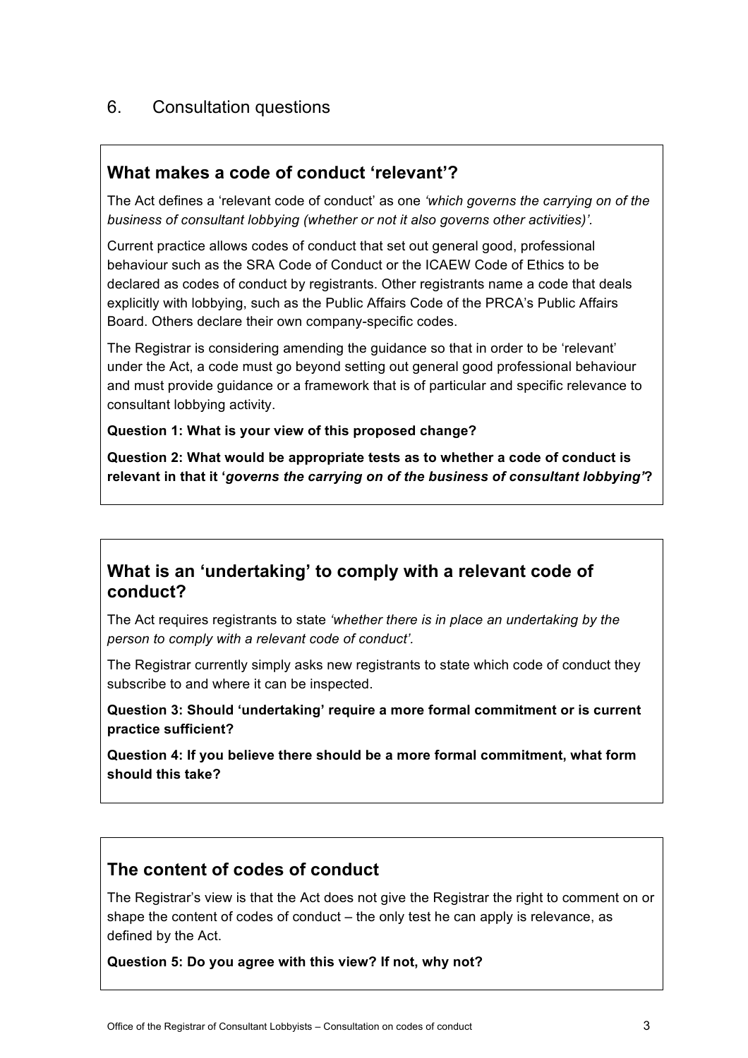## 6. Consultation questions

### What makes a code of conduct 'relevant'?

The Act defines a 'relevant code of conduct' as one *'which governs the carrying on of the business of consultant lobbying (whether or not it also governs other activities)'.*

Current practice allows codes of conduct that set out general good, professional behaviour such as the SRA Code of Conduct or the ICAEW Code of Ethics to be declared as codes of conduct by registrants. Other registrants name a code that deals explicitly with lobbying, such as the Public Affairs Code of the PRCA's Public Affairs Board. Others declare their own company-specific codes.

The Registrar is considering amending the guidance so that in order to be 'relevant' under the Act, a code must go beyond setting out general good professional behaviour and must provide guidance or a framework that is of particular and specific relevance to consultant lobbying activity.

**Question 1: What is your view of this proposed change?**

**Question 2: What would be appropriate tests as to whether a code of conduct is relevant in that it '*governs the carrying on of the business of consultant lobbying'*?**

### What is an 'undertaking' to comply with a relevant code of conduct?

The Act requires registrants to state *'whether there is in place an undertaking by the person to comply with a relevant code of conduct'.*

The Registrar currently simply asks new registrants to state which code of conduct they subscribe to and where it can be inspected.

**Question 3: Should 'undertaking' require a more formal commitment or is current practice sufficient?**

**Question 4: If you believe there should be a more formal commitment, what form should this take?**

### The content of codes of conduct

The Registrar's view is that the Act does not give the Registrar the right to comment on or shape the content of codes of conduct – the only test he can apply is relevance, as defined by the Act.

**Question 5: Do you agree with this view? If not, why not?**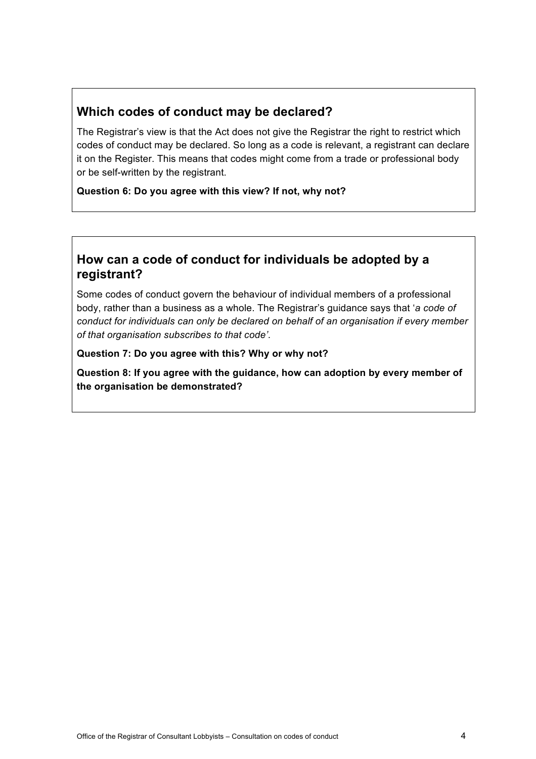## Which codes of conduct may be declared?

The Registrar's view is that the Act does not give the Registrar the right to restrict which codes of conduct may be declared. So long as a code is relevant, a registrant can declare it on the Register. This means that codes might come from a trade or professional body or be self-written by the registrant.

**Question 6: Do you agree with this view? If not, why not?**

## How can a code of conduct for individuals be adopted by a registrant?

Some codes of conduct govern the behaviour of individual members of a professional body, rather than a business as a whole. The Registrar's guidance says that '*a code of conduct for individuals can only be declared on behalf of an organisation if every member of that organisation subscribes to that code'*.

**Question 7: Do you agree with this? Why or why not?**

**Question 8: If you agree with the guidance, how can adoption by every member of the organisation be demonstrated?**